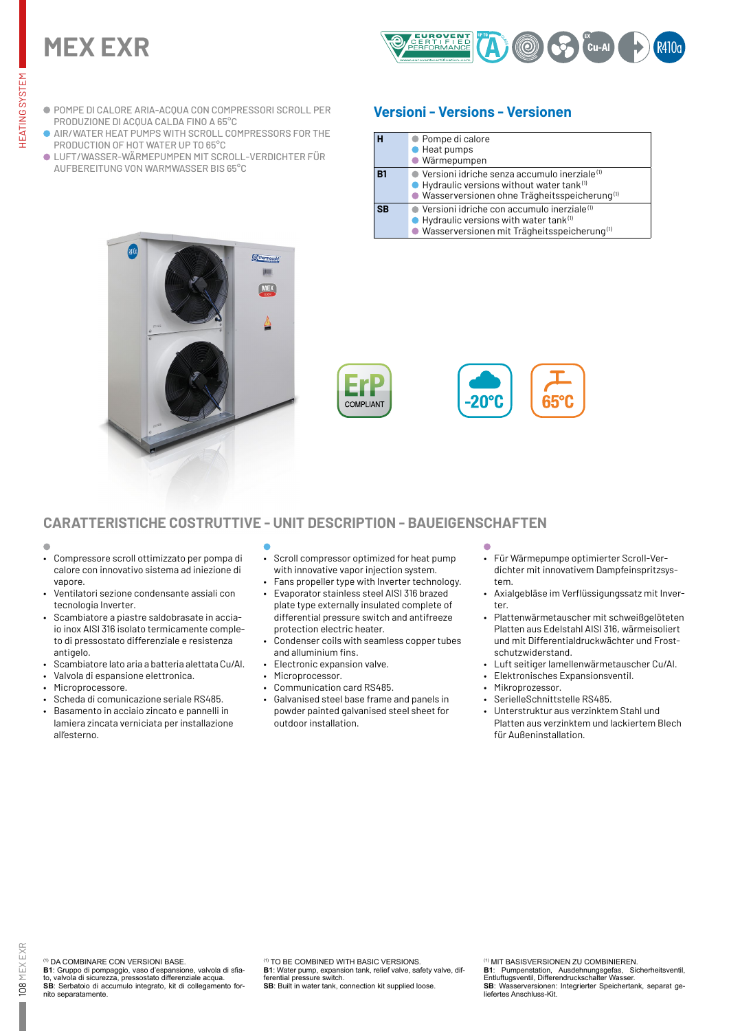# MEX EXR

- POMPE DI CALORE ARIA-ACQUA CON COMPRESSORI SCROLL PER PRODUZIONE DI ACQUA CALDA FINO A 65°C
- AIR/WATER HEAT PUMPS WITH SCROLL COMPRESSORS FOR THE PRODUCTION OF HOT WATER UP TO 65°C
- LUFT/WASSER-WÄRMEPUMPEN MIT SCROLL-VERDICHTER FÜR AUFBEREITUNG VON WARMWASSER BIS 65°C

## Versioni - Versions - Versionen

| | |
|---|---|
| H | Pompe di calore<br>Heat pumps<br>Wärmepumpen |
| B1 | Versioni idriche senza accumulo inerziale[1]<br>Hydraulic versions without water tank[1]<br>Wasserversionen ohne Trägheitsspeicherung[1] |
| SB | Versioni idriche con accumulo inerziale[1]<br>Hydraulic versions with water tank[1]<br>Wasserversionen mit Trägheitsspeicherung[1] |

ErP COMPLIANT

-20°C

65°C

## CARATTERISTICHE COSTRUTTIVE - UNIT DESCRIPTION - BAUEIGENSCHAFTEN

- Compressore scroll ottimizzato per pompa di calore con innovativo sistema ad iniezione di vapore.
- Ventilatori sezione condensante assiali con tecnologia Inverter.
- Scambiatore a piastre saldobrasate in acciaio inox AISI 316 isolato termicamente completo di pressostato differenziale e resistenza antigelo.
- Scambiatore lato aria a batteria alettata Cu/Al.
- Valvola di espansione elettronica.
- Microprocessore.
- Scheda di comunicazione seriale RS485.
- Basamento in acciaio zincato e pannelli in lamiera zincata verniciata per installazione all'esterno.

- Scroll compressor optimized for heat pump with innovative vapor injection system.
- Fans propeller type with Inverter technology.
- Evaporator stainless steel AISI 316 brazed plate type externally insulated complete of differential pressure switch and antifreeze protection electric heater.
- Condenser coils with seamless copper tubes and alluminium fins.
- Electronic expansion valve.
- Microprocessor.
- Communication card RS485.
- Galvanised steel base frame and panels in powder painted galvanised steel sheet for outdoor installation.

- Für Wärmepumpe optimierter Scroll-Verdichter mit innovativem Dampfeinspritzsystem.
- Axialgebläse im Verflüssigungssatz mit Inverter.
- Plattenwärmetauscher mit schweißgelöteten Platten aus Edelstahl AISI 316, wärmeisoliert und mit Differentialdruckwächter und Frostschutzwiderstand.
- Luft seitiger lamellenwärmetauscher Cu/Al.
- Elektronisches Expansionsventil.
- Mikroprozessor.
- SerielleSchnittstelle RS485.
- Unterstruktur aus verzinktem Stahl und Platten aus verzinktem und lackiertem Blech für Außeninstallation.

[1] DA COMBINARE CON VERSIONI BASE.
**B1**: Gruppo di pompaggio, vaso d'espansione, valvola di sfiato, valvola di sicurezza, pressostato differenziale acqua.
**SB**: Serbatoio di accumulo integrato, kit di collegamento fornito separatamente.

[1] TO BE COMBINED WITH BASIC VERSIONS.
**B1**: Water pump, expansion tank, relief valve, safety valve, differential pressure switch.
**SB**: Built in water tank, connection kit supplied loose.

[1] MIT BASISVERSIONEN ZU COMBINIEREN.
**B1**: Pumpenstation, Ausdehnungsgefas, Sicherheitsventil, Entluftugsventil, Differendruckschalter Wasser.
**SB**: Wasserversionen: Integrierter Speichertank, separat geliefertes Anschluss-Kit.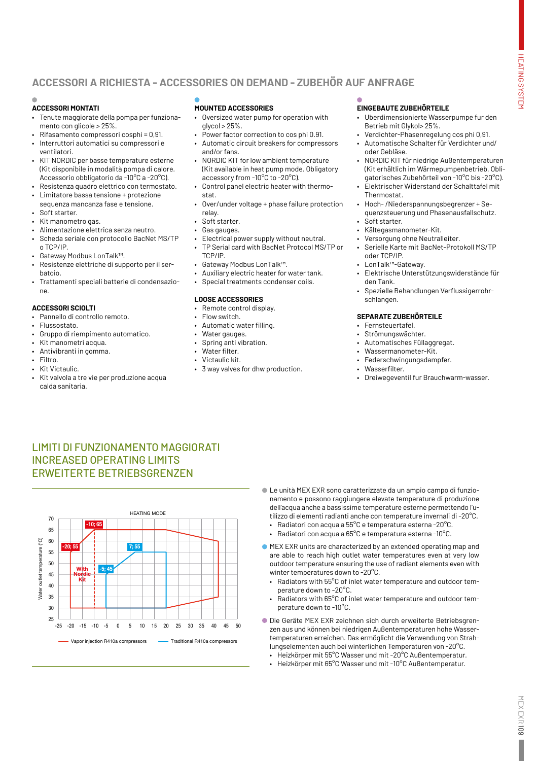## ACCESSORI A RICHIESTA - ACCESSORIES ON DEMAND - ZUBEHÖR AUF ANFRAGE

### ACCESSORI MONTATI

- Tenute maggiorate della pompa per funzionamento con glicole > 25%.
- Rifasamento compressori cosphi = 0,91.
- Interruttori automatici su compressori e ventilatori.
- KIT NORDIC per basse temperature esterne (Kit disponibile in modalità pompa di calore. Accessorio obbligatorio da -10°C a -20°C).
- Resistenza quadro elettrico con termostato.
- Limitatore bassa tensione + protezione sequenza mancanza fase e tensione.
- Soft starter.
- Kit manometro gas.
- Alimentazione elettrica senza neutro.
- Scheda seriale con protocollo BacNet MS/TP o TCP/IP.
- Gateway Modbus LonTalk™.
- Resistenze elettriche di supporto per il serbatoio.
- Trattamenti speciali batterie di condensazione.

### ACCESSORI SCIOLTI

- Pannello di controllo remoto.
- Flussostato.
- Gruppo di riempimento automatico.
- Kit manometri acqua.
- Antivibranti in gomma.
- Filtro.
- Kit Victaulic.
- Kit valvola a tre vie per produzione acqua calda sanitaria.

### MOUNTED ACCESSORIES

- Oversized water pump for operation with glycol > 25%.
- Power factor correction to cos phi 0.91.
- Automatic circuit breakers for compressors and/or fans.
- NORDIC KIT for low ambient temperature (Kit available in heat pump mode. Obligatory accessory from -10°C to -20°C).
- Control panel electric heater with thermostat.
- Over/under voltage + phase failure protection relay.
- Soft starter.
- Gas gauges.
- Electrical power supply without neutral.
- TP Serial card with BacNet Protocol MS/TP or TCP/IP.
- Gateway Modbus LonTalk™.
- Auxiliary electric heater for water tank.
- Special treatments condenser coils.

### LOOSE ACCESSORIES

- Remote control display.
- Flow switch.
- Automatic water filling.
- Water gauges.
- Spring anti vibration.
- Water filter.
- Victaulic kit.
- 3 way valves for dhw production.

### EINGEBAUTE ZUBEHÖRTEILE

- Uberdimensionierte Wasserpumpe fur den Betrieb mit Glykol> 25%.
- Verdichter-Phasenregelung cos phi 0,91.
- Automatische Schalter für Verdichter und/oder Gebläse.
- NORDIC KIT für niedrige Außentemperaturen (Kit erhältlich im Wärmepumpenbetrieb. Obligatorisches Zubehörteil von -10°C bis -20°C).
- Elektrischer Widerstand der Schalttafel mit Thermostat.
- Hoch- /Niederspannungsbegrenzer + Sequenzsteuerung und Phasenausfallschutz.
- Soft starter.
- Kältegasmanometer-Kit.
- Versorgung ohne Neutralleiter.
- Serielle Karte mit BacNet-Protokoll MS/TP oder TCP/IP.
- LonTalk™-Gateway.
- Elektrische Unterstützungswiderstände für den Tank.
- Spezielle Behandlungen Verflussigerrohrschlangen.

### SEPARATE ZUBEHÖRTEILE

- Fernsteuertafel.
- Strömungswächter.
- Automatisches Füllaggregat.
- Wassermanometer-Kit.
- Federschwingungsdampfer.
- Wasserfilter.
- Dreiwegeventil fur Brauchwarm-wasser.

## LIMITI DI FUNZIONAMENTO MAGGIORATI
## INCREASED OPERATING LIMITS
## ERWEITERTE BETRIEBSGRENZEN

HEATING MODE

Water outlet temperature (°C): 25–70; outdoor temperature: -25 to 50

Points: -20; 55 — -10; 65 — 7; 55 — -5; 45 — With Nordic Kit

Vapor injection R410a compressors — Traditional R410a compressors

- Le unità MEX EXR sono caratterizzate da un ampio campo di funzionamento e possono raggiungere elevate temperature di produzione dell'acqua anche a bassissime temperature esterne permettendo l'utilizzo di elementi radianti anche con temperature invernali di -20°C.
  - Radiatori con acqua a 55°C e temperatura esterna -20°C.
  - Radiatori con acqua a 65°C e temperatura esterna -10°C.
- MEX EXR units are characterized by an extended operating map and are able to reach high outlet water temperatures even at very low outdoor temperature ensuring the use of radiant elements even with winter temperatures down to -20°C.
  - Radiators with 55°C of inlet water temperature and outdoor temperature down to -20°C.
  - Radiators with 65°C of inlet water temperature and outdoor temperature down to -10°C.
- Die Geräte MEX EXR zeichnen sich durch erweiterte Betriebsgrenzen aus und können bei niedrigen Außentemperaturen hohe Wassertemperaturen erreichen. Das ermöglicht die Verwendung von Strahlungselementen auch bei winterlichen Temperaturen von -20°C.
  - Heizkörper mit 55°C Wasser und mit -20°C Außentemperatur.
  - Heizkörper mit 65°C Wasser und mit -10°C Außentemperatur.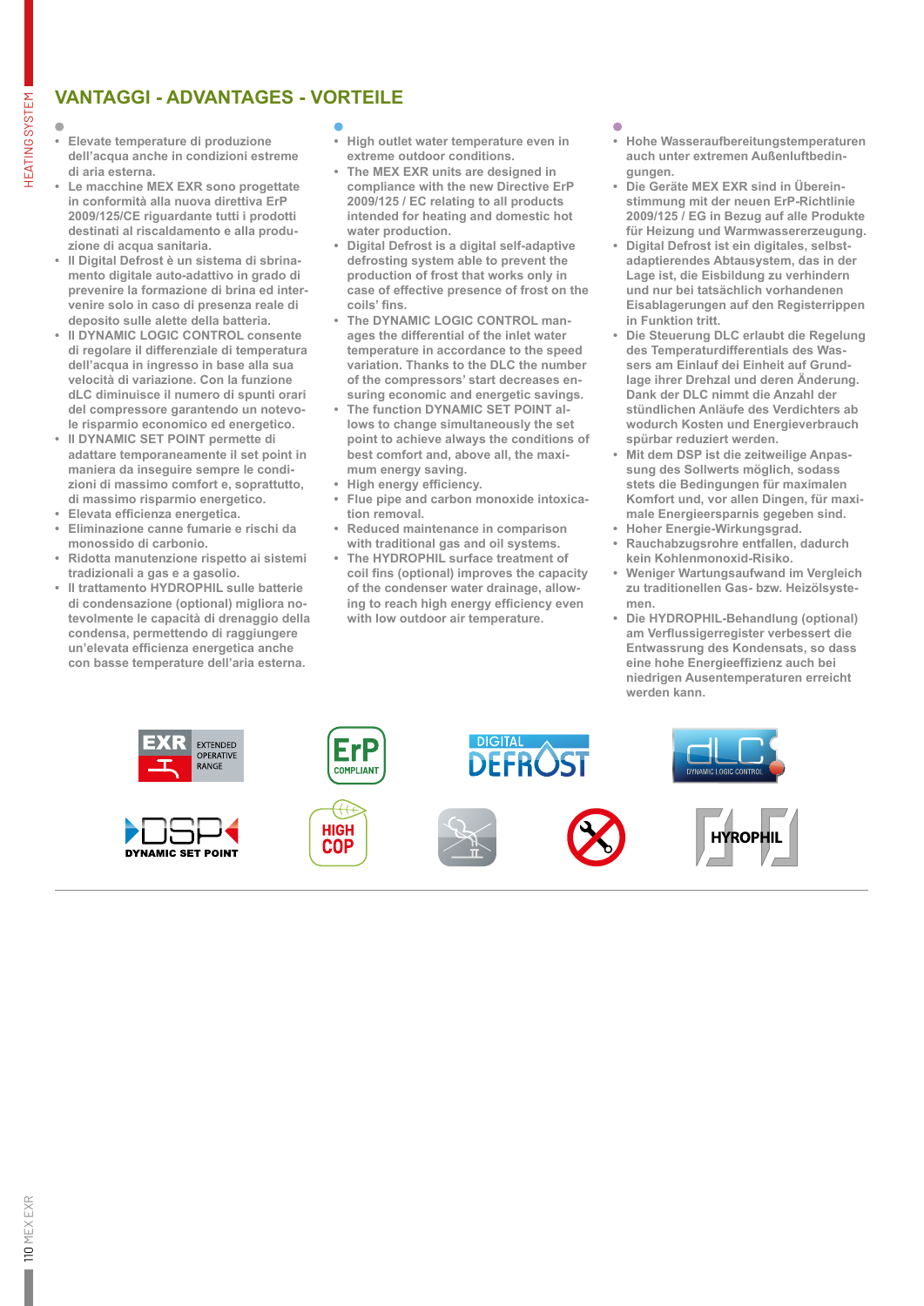## VANTAGGI - ADVANTAGES - VORTEILE

- Elevate temperature di produzione dell'acqua anche in condizioni estreme di aria esterna.
- Le macchine MEX EXR sono progettate in conformità alla nuova direttiva ErP 2009/125/CE riguardante tutti i prodotti destinati al riscaldamento e alla produzione di acqua sanitaria.
- Il Digital Defrost è un sistema di sbrinamento digitale auto-adattivo in grado di prevenire la formazione di brina ed intervenire solo in caso di presenza reale di deposito sulle alette della batteria.
- Il DYNAMIC LOGIC CONTROL consente di regolare il differenziale di temperatura dell'acqua in ingresso in base alla sua velocità di variazione. Con la funzione dLC diminuisce il numero di spunti orari del compressore garantendo un notevole risparmio economico ed energetico.
- Il DYNAMIC SET POINT permette di adattare temporaneamente il set point in maniera da inseguire sempre le condizioni di massimo comfort e, soprattutto, di massimo risparmio energetico.
- Elevata efficienza energetica.
- Eliminazione canne fumarie e rischi da monossido di carbonio.
- Ridotta manutenzione rispetto ai sistemi tradizionali a gas e a gasolio.
- Il trattamento HYDROPHIL sulle batterie di condensazione (optional) migliora notevolmente le capacità di drenaggio della condensa, permettendo di raggiungere un'elevata efficienza energetica anche con basse temperature dell'aria esterna.

- High outlet water temperature even in extreme outdoor conditions.
- The MEX EXR units are designed in compliance with the new Directive ErP 2009/125 / EC relating to all products intended for heating and domestic hot water production.
- Digital Defrost is a digital self-adaptive defrosting system able to prevent the production of frost that works only in case of effective presence of frost on the coils' fins.
- The DYNAMIC LOGIC CONTROL manages the differential of the inlet water temperature in accordance to the speed variation. Thanks to the DLC the number of the compressors' start decreases ensuring economic and energetic savings.
- The function DYNAMIC SET POINT allows to change simultaneously the set point to achieve always the conditions of best comfort and, above all, the maximum energy saving.
- High energy efficiency.
- Flue pipe and carbon monoxide intoxication removal.
- Reduced maintenance in comparison with traditional gas and oil systems.
- The HYDROPHIL surface treatment of coil fins (optional) improves the capacity of the condenser water drainage, allowing to reach high energy efficiency even with low outdoor air temperature.

- Hohe Wasseraufbereitungstemperaturen auch unter extremen Außenluftbedingungen.
- Die Geräte MEX EXR sind in Übereinstimmung mit der neuen ErP-Richtlinie 2009/125 / EG in Bezug auf alle Produkte für Heizung und Warmwassererzeugung.
- Digital Defrost ist ein digitales, selbstadaptierendes Abtausystem, das in der Lage ist, die Eisbildung zu verhindern und nur bei tatsächlich vorhandenen Eisablagerungen auf den Registerrippen in Funktion tritt.
- Die Steuerung DLC erlaubt die Regelung des Temperaturdifferentials des Wassers am Einlauf dei Einheit auf Grundlage ihrer Drehzal und deren Änderung. Dank der DLC nimmt die Anzahl der stündlichen Anläufe des Verdichters ab wodurch Kosten und Energieverbrauch spürbar reduziert werden.
- Mit dem DSP ist die zeitweilige Anpassung des Sollwerts möglich, sodass stets die Bedingungen für maximalen Komfort und, vor allen Dingen, für maximale Energieersparnis gegeben sind.
- Hoher Energie-Wirkungsgrad.
- Rauchabzugsrohre entfallen, dadurch kein Kohlenmonoxid-Risiko.
- Weniger Wartungsaufwand im Vergleich zu traditionellen Gas- bzw. Heizölsysteme-men.
- Die HYDROPHIL-Behandlung (optional) am Verflussigerregister verbessert die Entwassrung des Kondensats, so dass eine hohe Energieeffizienz auch bei niedrigen Ausentemperaturen erreicht werden kann.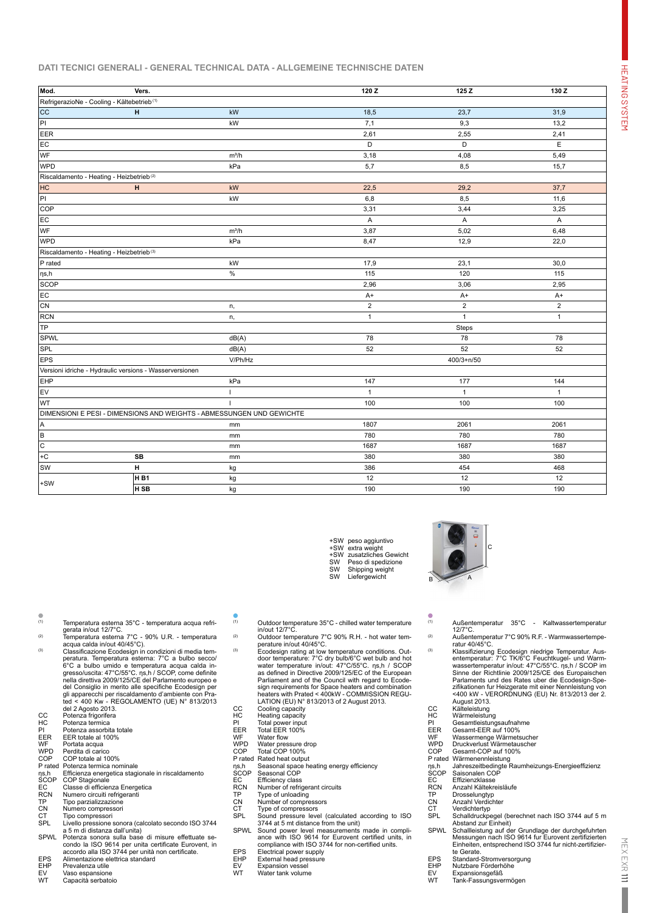## DATI TECNICI GENERALI - GENERAL TECHNICAL DATA - ALLGEMEINE TECHNISCHE DATEN

| Mod. | Vers. | | 120 Z | 125 Z | 130 Z |
|---|---|---|---|---|---|
| RefrigerazioNe - Cooling - Kältebetrieb (1) | | | | | |
| CC | H | kW | 18,5 | 23,7 | 31,9 |
| PI | | kW | 7,1 | 9,3 | 13,2 |
| EER | | | 2,61 | 2,55 | 2,41 |
| EC | | | D | D | E |
| WF | | m³/h | 3,18 | 4,08 | 5,49 |
| WPD | | kPa | 5,7 | 8,5 | 15,7 |
| Riscaldamento - Heating - Heizbetrieb (2) | | | | | |
| HC | H | kW | 22,5 | 29,2 | 37,7 |
| PI | | kW | 6,8 | 8,5 | 11,6 |
| COP | | | 3,31 | 3,44 | 3,25 |
| EC | | | A | A | A |
| WF | | m³/h | 3,87 | 5,02 | 6,48 |
| WPD | | kPa | 8,47 | 12,9 | 22,0 |
| Riscaldamento - Heating - Heizbetrieb (3) | | | | | |
| P rated | | kW | 17,9 | 23,1 | 30,0 |
| ηs,h | | % | 115 | 120 | 115 |
| SCOP | | | 2,96 | 3,06 | 2,95 |
| EC | | | A+ | A+ | A+ |
| CN | | n, | 2 | 2 | 2 |
| RCN | | n, | 1 | 1 | 1 |
| TP | | | | Steps | |
| SPWL | | dB(A) | 78 | 78 | 78 |
| SPL | | dB(A) | 52 | 52 | 52 |
| EPS | | V/Ph/Hz | | 400/3+n/50 | |
| Versioni idriche - Hydraulic versions - Wasserversionen | | | | | |
| EHP | | kPa | 147 | 177 | 144 |
| EV | | l | 1 | 1 | 1 |
| WT | | l | 100 | 100 | 100 |
| DIMENSIONI E PESI - DIMENSIONS AND WEIGHTS - ABMESSUNGEN UND GEWICHTE | | | | | |
| A | | mm | 1807 | 2061 | 2061 |
| B | | mm | 780 | 780 | 780 |
| C | | mm | 1687 | 1687 | 1687 |
| +C | SB | mm | 380 | 380 | 380 |
| SW | H | kg | 386 | 454 | 468 |
| +SW | H B1 | kg | 12 | 12 | 12 |
| | H SB | kg | 190 | 190 | 190 |

+SW peso aggiuntivo
+SW extra weight
+SW zusatzliches Gewicht
SW Peso di spedizione
SW Shipping weight
SW Liefergewicht

(1) Temperatura esterna 35°C - temperatura acqua refrigerata in/out 12/7°C.
(2) Temperatura esterna 7°C - 90% U.R. - temperatura acqua calda in/out 40/45°C).
(3) Classificazione Ecodesign in condizioni di media temperatura. Temperatura esterna: 7°C a bulbo secco/ 6°C a bulbo umido e temperatura acqua calda ingresso/uscita: 47°C/55°C. ηs,h / SCOP, come definite nella direttiva 2009/125/CE del Parlamento europeo e del Consiglio in merito alle specifiche Ecodesign per gli apparecchi per riscaldamento d'ambiente con Prated < 400 Kw - REGOLAMENTO (UE) N° 813/2013 del 2 Agosto 2013.

CC Potenza frigorifera
HC Potenza termica
PI Potenza assorbita totale
EER EER totale al 100%
WF Portata acqua
WPD Perdita di carico
COP COP totale al 100%
P rated Potenza termica nominale
ηs,h Efficienza energetica stagionale in riscaldamento
SCOP COP Stagionale
EC Classe di efficienza Energetica
RCN Numero circuiti refrigeranti
TP Tipo parzializzazione
CN Numero compressori
CT Tipo compressori
SPL Livello pressione sonora (calcolato secondo ISO 3744 a 5 m di distanza dall'unita)
SPWL Potenza sonora sulla base di misure effettuate secondo la ISO 9614 per unita certificate Eurovent, in accordo alla ISO 3744 per unità non certificate.
EPS Alimentazione elettrica standard
EHP Prevalenza utile
EV Vaso espansione
WT Capacità serbatoio

(1) Outdoor temperature 35°C - chilled water temperature in/out 12/7°C.
(2) Outdoor temperature 7°C 90% R.H. - hot water temperature in/out 40/45°C.
(3) Ecodesign rating at low temperature conditions. Outdoor temperature: 7°C dry bulb/6°C wet bulb and hot water temperature in/out: 47°C/55°C. ηs,h / SCOP as defined in Directive 2009/125/EC of the European Parliament and of the Council with regard to Ecodesign requirements for Space heaters and combination heaters with Prated < 400kW - COMMISSION REGULATION (EU) N° 813/2013 of 2 August 2013.

CC Cooling capacity
HC Heating capacity
PI Total power input
EER Total EER 100%
WF Water flow
WPD Water pressure drop
COP Total COP 100%
P rated Rated heat output
ηs,h Seasonal space heating energy efficiency
SCOP Seasonal COP
EC Efficiency class
RCN Number of refrigerant circuits
TP Type of unloading
CN Number of compressors
CT Type of compressors
SPL Sound pressure level (calculated according to ISO 3744 at 5 mt distance from the unit)
SPWL Sound power level measurements made in compliance with ISO 9614 for Eurovent certified units, in compliance with ISO 3744 for non-certified units.
EPS Electrical power supply
EHP External head pressure
EV Expansion vessel
WT Water tank volume

(1) Außentemperatur 35°C - Kaltwassertemperatur 12/7°C.
(2) Außentemperatur 7°C 90% R.F. - Warmwassertemperatur 40/45°C.
(3) Klassifizierung Ecodesign niedrige Temperatur. Aussentemperatur: 7°C TK/6°C Feuchtkugel- und Warmwassertemperatur in/out: 47°C/55°C. ηs,h / SCOP im Sinne der Richtlinie 2009/125/EC des Europaischen Parlaments und des Rates uber die Ecodesign-Spezifikationen fur Heizgerate mit einer Nennleistung von <400 kW - VERORDNUNG (EU) Nr. 813/2013 der 2. August 2013.

CC Kälteleistung
HC Wärmeleistung
PI Gesamtleistungsaufnahme
EER Gesamt-EER auf 100%
WF Wassermenge Wärmetsucher
WPD Druckverlust Wärmetauscher
COP Gesamt-COP auf 100%
P rated Wärmenennleistung
ηs,h Jahreszeitbedingte Raumheizungs-Energieeffizienz
SCOP Saisonalen COP
EC Effizienzklasse
RCN Anzahl Kältekreisläufe
TP Drosselungtyp
CN Anzahl Verdichter
CT Verdichtertyp
SPL Schalldruckpegel (berechnet nach ISO 3744 auf 5 m Abstand zur Einheit)
SPWL Schallleistung auf der Grundlage der durchgefuhrten Messungen nach ISO 9614 fur Eurovent zertifizierten Einheiten, entsprechend ISO 3744 fur nicht-zertifizierte Gerate.
EPS Standard-Stromversorgung
EHP Nutzbare Förderhöhe
EV Expansionsgefäß
WT Tank-Fassungsvermögen